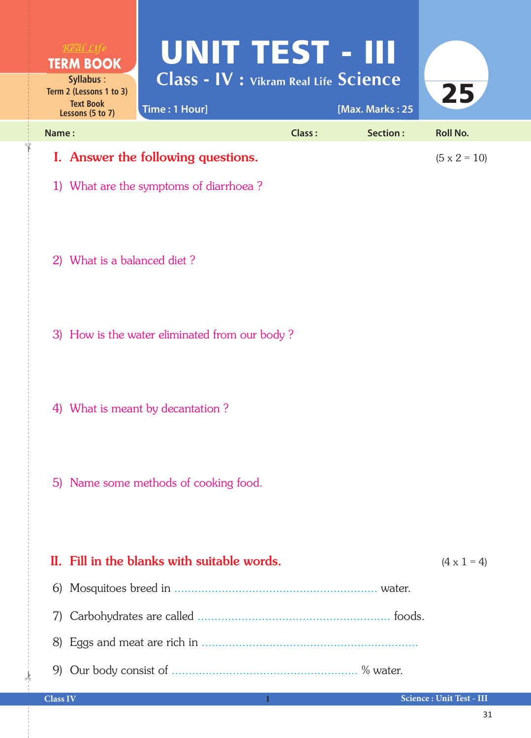Real Life
**TERM BOOK**

**Syllabus :**
Term 2 (Lessons 1 to 3)
Text Book
Lessons (5 to 7)

# UNIT TEST - III

## Class - IV : Vikram Real Life Science

Time : 1 Hour] [Max. Marks : 25

**25**

Name : Class : Section : Roll No.

## I. Answer the following questions. (5 x 2 = 10)

1) What are the symptoms of diarrhoea ?

2) What is a balanced diet ?

3) How is the water eliminated from our body ?

4) What is meant by decantation ?

5) Name some methods of cooking food.

## II. Fill in the blanks with suitable words. (4 x 1 = 4)

6) Mosquitoes breed in ............................................................ water.

7) Carbohydrates are called ........................................................ foods.

8) Eggs and meat are rich in ................................................................

9) Our body consist of ...................................................... % water.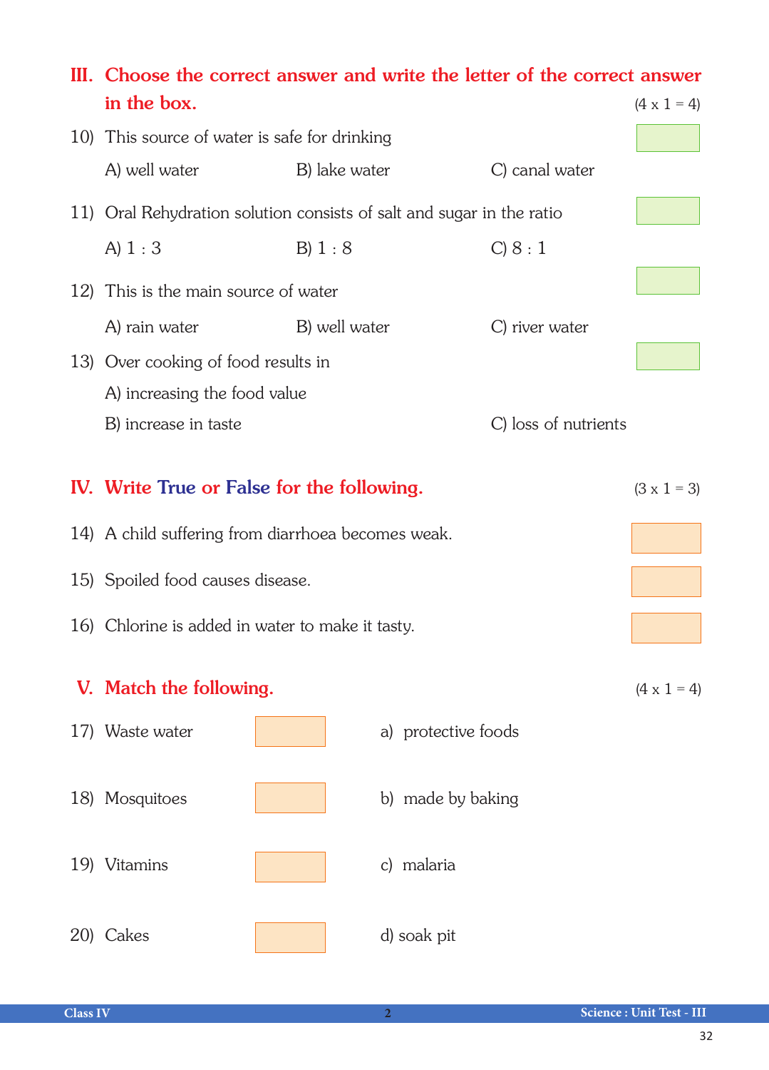## III. Choose the correct answer and write the letter of the correct answer in the box.

(4 x 1 = 4)

10) This source of water is safe for drinking

A) well water  B) lake water  C) canal water

11) Oral Rehydration solution consists of salt and sugar in the ratio

A) 1 : 3  B) 1 : 8  C) 8 : 1

12) This is the main source of water

A) rain water  B) well water  C) river water

13) Over cooking of food results in

A) increasing the food value

B) increase in taste  C) loss of nutrients

## IV. Write True or False for the following.

(3 x 1 = 3)

14) A child suffering from diarrhoea becomes weak.

15) Spoiled food causes disease.

16) Chlorine is added in water to make it tasty.

## V. Match the following.

(4 x 1 = 4)

| | | |
|---|---|---|
| 17) Waste water | | a) protective foods |
| 18) Mosquitoes | | b) made by baking |
| 19) Vitamins | | c) malaria |
| 20) Cakes | | d) soak pit |